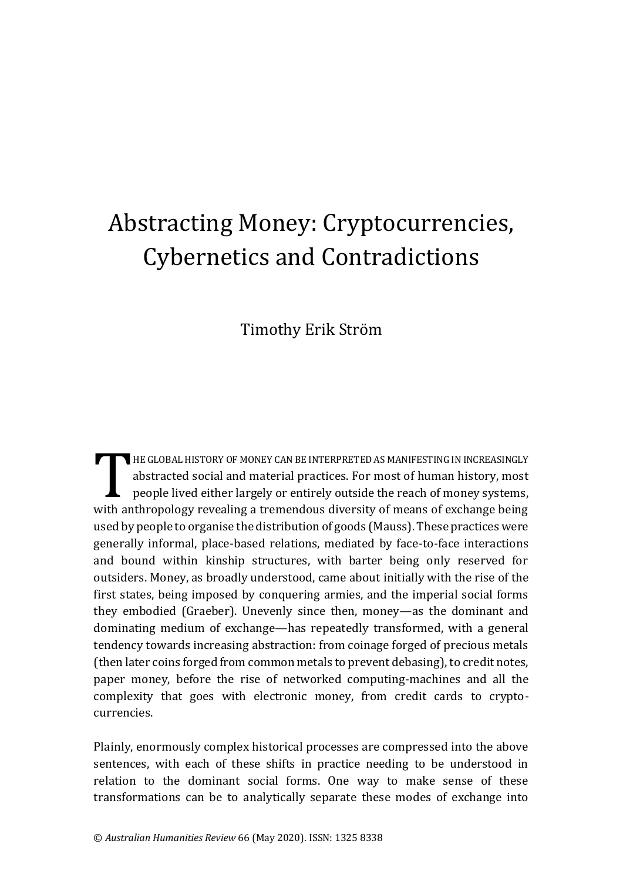# Abstracting Money: Cryptocurrencies, Cybernetics and Contradictions

Timothy Erik Ström

THE GLOBAL HISTORY OF MONEY CAN BE INTERPRETED AS MANIFESTING IN INCREASINGLY abstracted social and material practices. For most of human history, most people lived either largely or entirely outside the reach of money systems, with anthropology revealing a tremendous diversity of means of exchange being used by people to organise the distribution of goods (Mauss). These practices were generally informal, place-based relations, mediated by face-to-face interactions and bound within kinship structures, with barter being only reserved for outsiders. Money, as broadly understood, came about initially with the rise of the first states, being imposed by conquering armies, and the imperial social forms they embodied (Graeber). Unevenly since then, money—as the dominant and dominating medium of exchange—has repeatedly transformed, with a general tendency towards increasing abstraction: from coinage forged of precious metals (then later coins forged from common metals to prevent debasing), to credit notes, paper money, before the rise of networked computing-machines and all the complexity that goes with electronic money, from credit cards to crypto-currencies.

Plainly, enormously complex historical processes are compressed into the above sentences, with each of these shifts in practice needing to be understood in relation to the dominant social forms. One way to make sense of these transformations can be to analytically separate these modes of exchange into

© *Australian Humanities Review* 66 (May 2020). ISSN: 1325 8338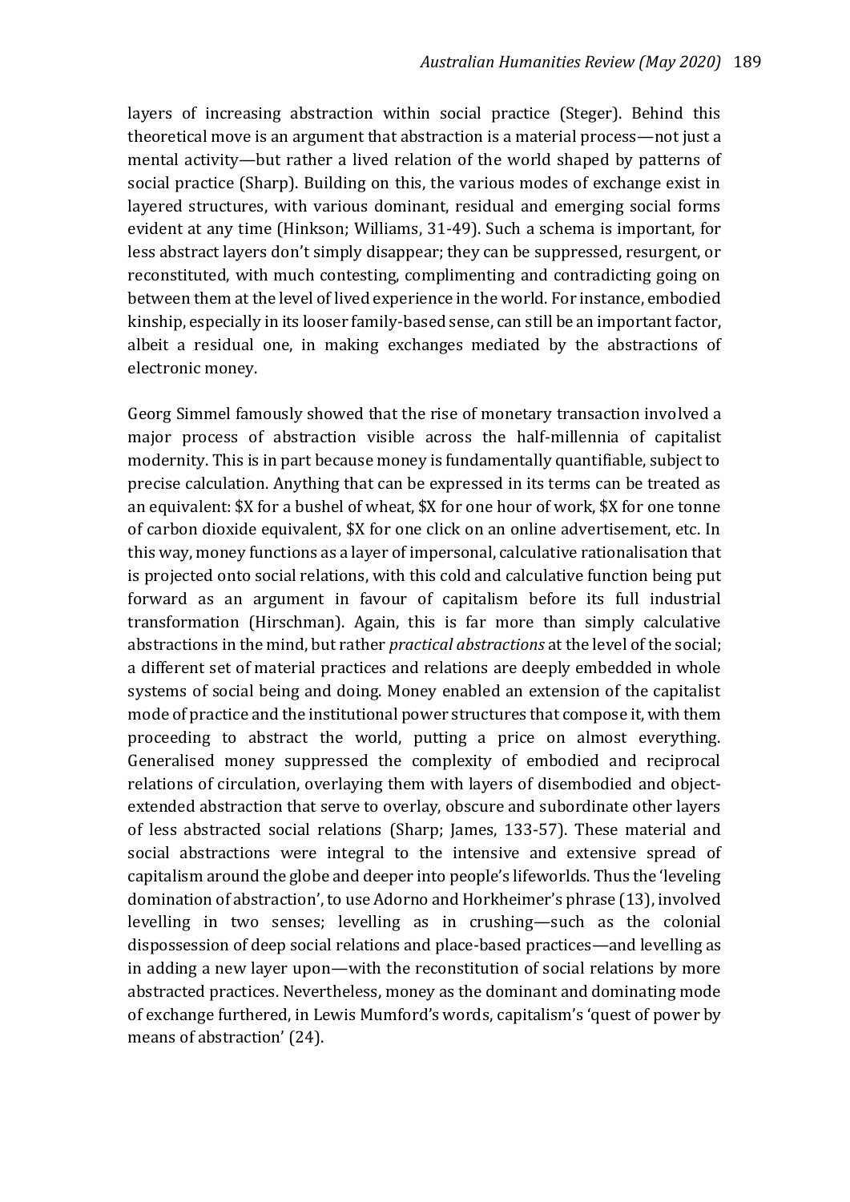layers of increasing abstraction within social practice (Steger). Behind this theoretical move is an argument that abstraction is a material process—not just a mental activity—but rather a lived relation of the world shaped by patterns of social practice (Sharp). Building on this, the various modes of exchange exist in layered structures, with various dominant, residual and emerging social forms evident at any time (Hinkson; Williams, 31-49). Such a schema is important, for less abstract layers don't simply disappear; they can be suppressed, resurgent, or reconstituted, with much contesting, complimenting and contradicting going on between them at the level of lived experience in the world. For instance, embodied kinship, especially in its looser family-based sense, can still be an important factor, albeit a residual one, in making exchanges mediated by the abstractions of electronic money.

Georg Simmel famously showed that the rise of monetary transaction involved a major process of abstraction visible across the half-millennia of capitalist modernity. This is in part because money is fundamentally quantifiable, subject to precise calculation. Anything that can be expressed in its terms can be treated as an equivalent: $X for a bushel of wheat, $X for one hour of work, $X for one tonne of carbon dioxide equivalent, $X for one click on an online advertisement, etc. In this way, money functions as a layer of impersonal, calculative rationalisation that is projected onto social relations, with this cold and calculative function being put forward as an argument in favour of capitalism before its full industrial transformation (Hirschman). Again, this is far more than simply calculative abstractions in the mind, but rather *practical abstractions* at the level of the social; a different set of material practices and relations are deeply embedded in whole systems of social being and doing. Money enabled an extension of the capitalist mode of practice and the institutional power structures that compose it, with them proceeding to abstract the world, putting a price on almost everything. Generalised money suppressed the complexity of embodied and reciprocal relations of circulation, overlaying them with layers of disembodied and object-extended abstraction that serve to overlay, obscure and subordinate other layers of less abstracted social relations (Sharp; James, 133-57). These material and social abstractions were integral to the intensive and extensive spread of capitalism around the globe and deeper into people's lifeworlds. Thus the 'leveling domination of abstraction', to use Adorno and Horkheimer's phrase (13), involved levelling in two senses; levelling as in crushing—such as the colonial dispossession of deep social relations and place-based practices—and levelling as in adding a new layer upon—with the reconstitution of social relations by more abstracted practices. Nevertheless, money as the dominant and dominating mode of exchange furthered, in Lewis Mumford's words, capitalism's 'quest of power by means of abstraction' (24).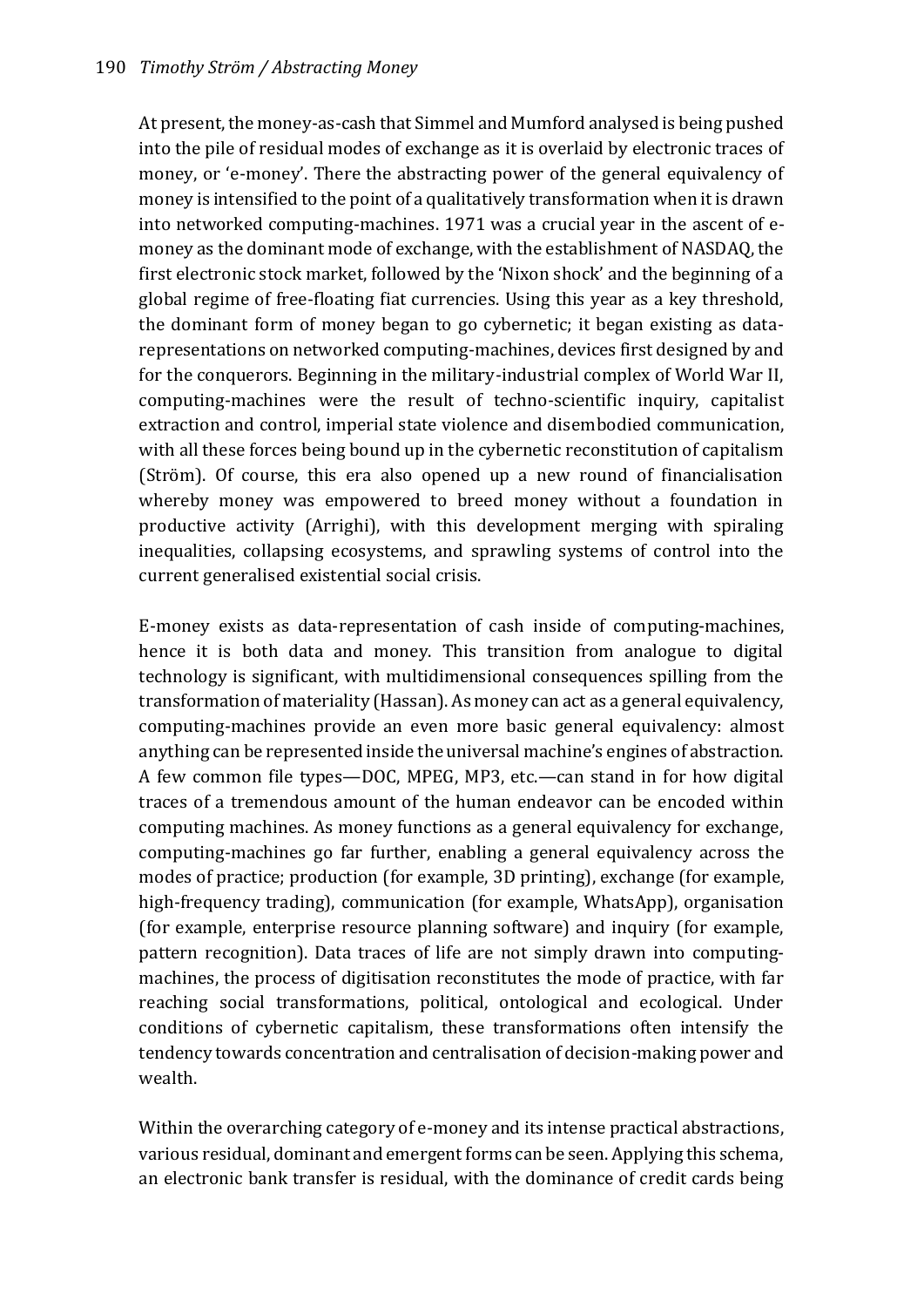At present, the money-as-cash that Simmel and Mumford analysed is being pushed into the pile of residual modes of exchange as it is overlaid by electronic traces of money, or 'e-money'. There the abstracting power of the general equivalency of money is intensified to the point of a qualitatively transformation when it is drawn into networked computing-machines. 1971 was a crucial year in the ascent of e-money as the dominant mode of exchange, with the establishment of NASDAQ, the first electronic stock market, followed by the 'Nixon shock' and the beginning of a global regime of free-floating fiat currencies. Using this year as a key threshold, the dominant form of money began to go cybernetic; it began existing as data-representations on networked computing-machines, devices first designed by and for the conquerors. Beginning in the military-industrial complex of World War II, computing-machines were the result of techno-scientific inquiry, capitalist extraction and control, imperial state violence and disembodied communication, with all these forces being bound up in the cybernetic reconstitution of capitalism (Ström). Of course, this era also opened up a new round of financialisation whereby money was empowered to breed money without a foundation in productive activity (Arrighi), with this development merging with spiraling inequalities, collapsing ecosystems, and sprawling systems of control into the current generalised existential social crisis.

E-money exists as data-representation of cash inside of computing-machines, hence it is both data and money. This transition from analogue to digital technology is significant, with multidimensional consequences spilling from the transformation of materiality (Hassan). As money can act as a general equivalency, computing-machines provide an even more basic general equivalency: almost anything can be represented inside the universal machine's engines of abstraction. A few common file types—DOC, MPEG, MP3, etc.—can stand in for how digital traces of a tremendous amount of the human endeavor can be encoded within computing machines. As money functions as a general equivalency for exchange, computing-machines go far further, enabling a general equivalency across the modes of practice; production (for example, 3D printing), exchange (for example, high-frequency trading), communication (for example, WhatsApp), organisation (for example, enterprise resource planning software) and inquiry (for example, pattern recognition). Data traces of life are not simply drawn into computing-machines, the process of digitisation reconstitutes the mode of practice, with far reaching social transformations, political, ontological and ecological. Under conditions of cybernetic capitalism, these transformations often intensify the tendency towards concentration and centralisation of decision-making power and wealth.

Within the overarching category of e-money and its intense practical abstractions, various residual, dominant and emergent forms can be seen. Applying this schema, an electronic bank transfer is residual, with the dominance of credit cards being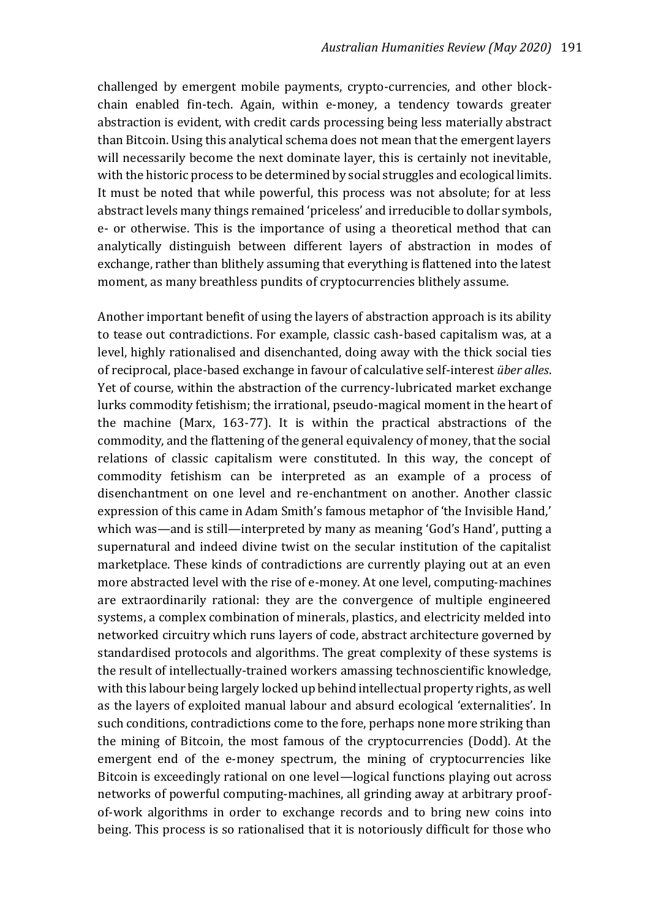challenged by emergent mobile payments, crypto-currencies, and other block-chain enabled fin-tech. Again, within e-money, a tendency towards greater abstraction is evident, with credit cards processing being less materially abstract than Bitcoin. Using this analytical schema does not mean that the emergent layers will necessarily become the next dominate layer, this is certainly not inevitable, with the historic process to be determined by social struggles and ecological limits. It must be noted that while powerful, this process was not absolute; for at less abstract levels many things remained 'priceless' and irreducible to dollar symbols, e- or otherwise. This is the importance of using a theoretical method that can analytically distinguish between different layers of abstraction in modes of exchange, rather than blithely assuming that everything is flattened into the latest moment, as many breathless pundits of cryptocurrencies blithely assume.

Another important benefit of using the layers of abstraction approach is its ability to tease out contradictions. For example, classic cash-based capitalism was, at a level, highly rationalised and disenchanted, doing away with the thick social ties of reciprocal, place-based exchange in favour of calculative self-interest *über alles*. Yet of course, within the abstraction of the currency-lubricated market exchange lurks commodity fetishism; the irrational, pseudo-magical moment in the heart of the machine (Marx, 163-77). It is within the practical abstractions of the commodity, and the flattening of the general equivalency of money, that the social relations of classic capitalism were constituted. In this way, the concept of commodity fetishism can be interpreted as an example of a process of disenchantment on one level and re-enchantment on another. Another classic expression of this came in Adam Smith's famous metaphor of 'the Invisible Hand,' which was—and is still—interpreted by many as meaning 'God's Hand', putting a supernatural and indeed divine twist on the secular institution of the capitalist marketplace. These kinds of contradictions are currently playing out at an even more abstracted level with the rise of e-money. At one level, computing-machines are extraordinarily rational: they are the convergence of multiple engineered systems, a complex combination of minerals, plastics, and electricity melded into networked circuitry which runs layers of code, abstract architecture governed by standardised protocols and algorithms. The great complexity of these systems is the result of intellectually-trained workers amassing technoscientific knowledge, with this labour being largely locked up behind intellectual property rights, as well as the layers of exploited manual labour and absurd ecological 'externalities'. In such conditions, contradictions come to the fore, perhaps none more striking than the mining of Bitcoin, the most famous of the cryptocurrencies (Dodd). At the emergent end of the e-money spectrum, the mining of cryptocurrencies like Bitcoin is exceedingly rational on one level—logical functions playing out across networks of powerful computing-machines, all grinding away at arbitrary proof-of-work algorithms in order to exchange records and to bring new coins into being. This process is so rationalised that it is notoriously difficult for those who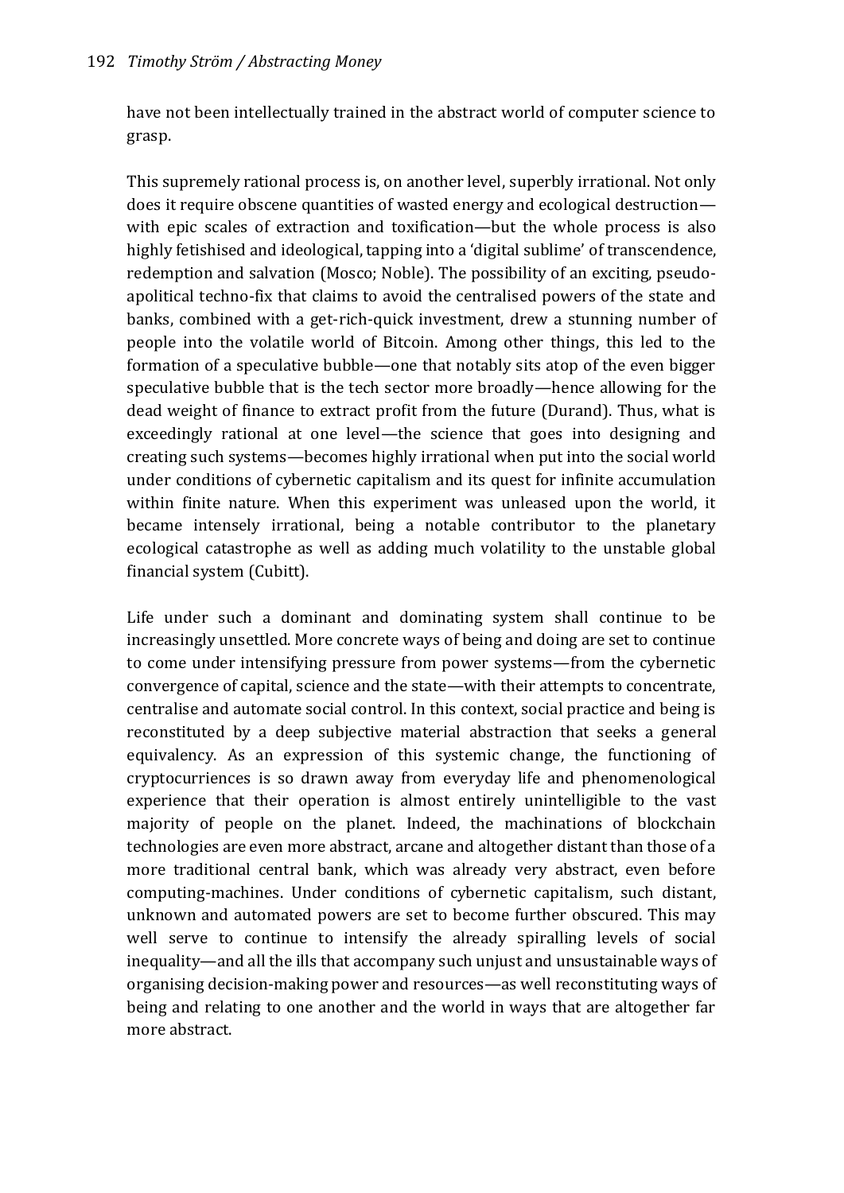have not been intellectually trained in the abstract world of computer science to grasp.

This supremely rational process is, on another level, superbly irrational. Not only does it require obscene quantities of wasted energy and ecological destruction—with epic scales of extraction and toxification—but the whole process is also highly fetishised and ideological, tapping into a 'digital sublime' of transcendence, redemption and salvation (Mosco; Noble). The possibility of an exciting, pseudo-apolitical techno-fix that claims to avoid the centralised powers of the state and banks, combined with a get-rich-quick investment, drew a stunning number of people into the volatile world of Bitcoin. Among other things, this led to the formation of a speculative bubble—one that notably sits atop of the even bigger speculative bubble that is the tech sector more broadly—hence allowing for the dead weight of finance to extract profit from the future (Durand). Thus, what is exceedingly rational at one level—the science that goes into designing and creating such systems—becomes highly irrational when put into the social world under conditions of cybernetic capitalism and its quest for infinite accumulation within finite nature. When this experiment was unleased upon the world, it became intensely irrational, being a notable contributor to the planetary ecological catastrophe as well as adding much volatility to the unstable global financial system (Cubitt).

Life under such a dominant and dominating system shall continue to be increasingly unsettled. More concrete ways of being and doing are set to continue to come under intensifying pressure from power systems—from the cybernetic convergence of capital, science and the state—with their attempts to concentrate, centralise and automate social control. In this context, social practice and being is reconstituted by a deep subjective material abstraction that seeks a general equivalency. As an expression of this systemic change, the functioning of cryptocurriences is so drawn away from everyday life and phenomenological experience that their operation is almost entirely unintelligible to the vast majority of people on the planet. Indeed, the machinations of blockchain technologies are even more abstract, arcane and altogether distant than those of a more traditional central bank, which was already very abstract, even before computing-machines. Under conditions of cybernetic capitalism, such distant, unknown and automated powers are set to become further obscured. This may well serve to continue to intensify the already spiralling levels of social inequality—and all the ills that accompany such unjust and unsustainable ways of organising decision-making power and resources—as well reconstituting ways of being and relating to one another and the world in ways that are altogether far more abstract.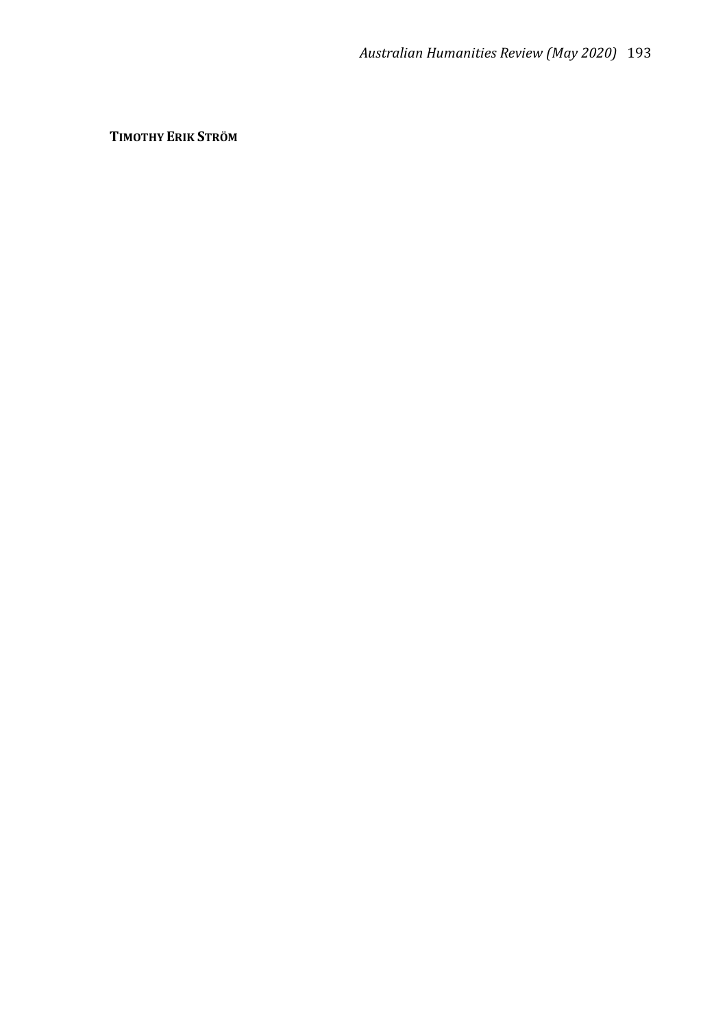**TIMOTHY ERIK STRÖM**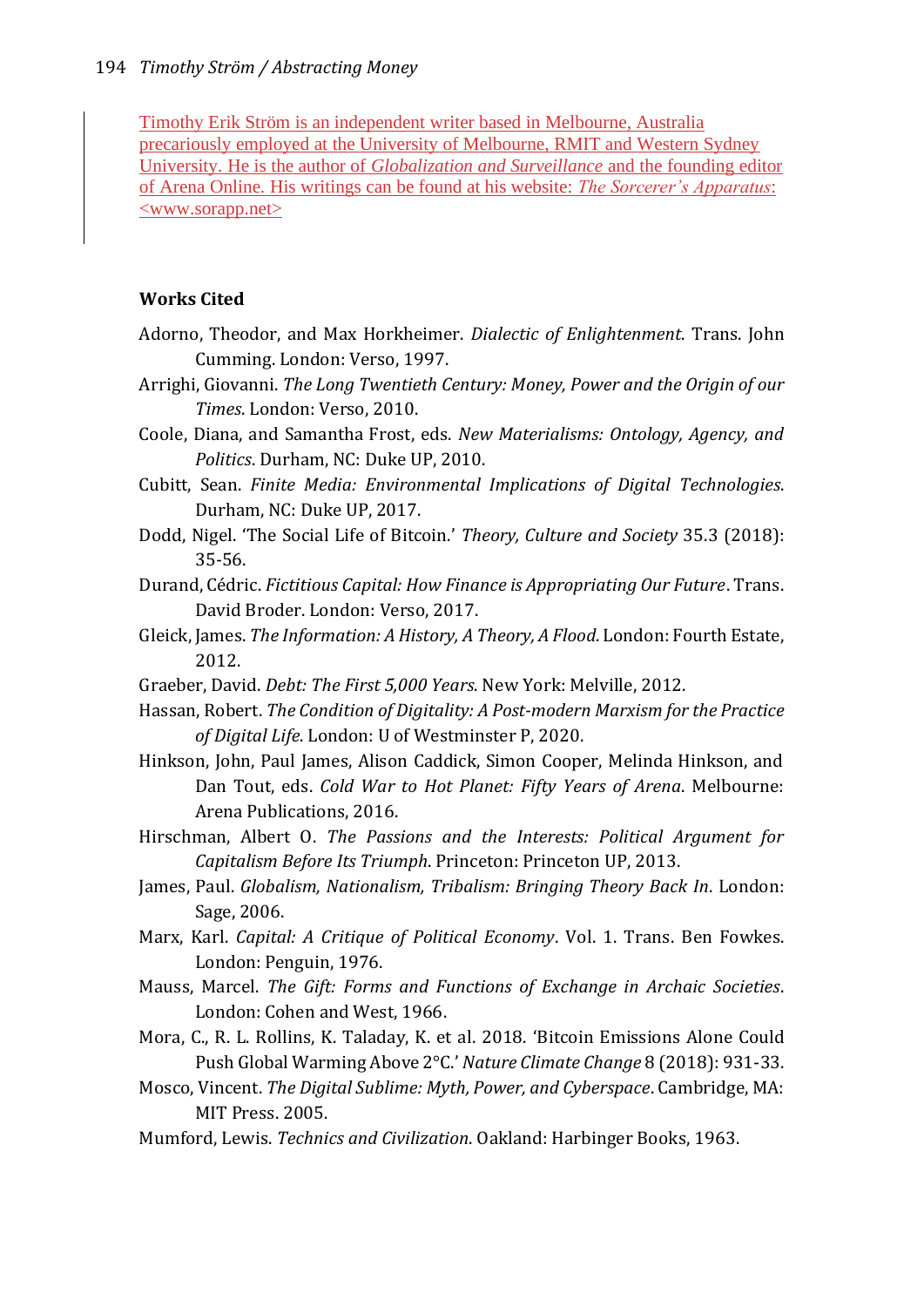Timothy Erik Ström is an independent writer based in Melbourne, Australia precariously employed at the University of Melbourne, RMIT and Western Sydney University. He is the author of *Globalization and Surveillance* and the founding editor of Arena Online. His writings can be found at his website: *The Sorcerer's Apparatus*: <www.sorapp.net>

**Works Cited**

Adorno, Theodor, and Max Horkheimer. *Dialectic of Enlightenment*. Trans. John Cumming. London: Verso, 1997.

Arrighi, Giovanni. *The Long Twentieth Century: Money, Power and the Origin of our Times*. London: Verso, 2010.

Coole, Diana, and Samantha Frost, eds. *New Materialisms: Ontology, Agency, and Politics*. Durham, NC: Duke UP, 2010.

Cubitt, Sean. *Finite Media: Environmental Implications of Digital Technologies*. Durham, NC: Duke UP, 2017.

Dodd, Nigel. 'The Social Life of Bitcoin.' *Theory, Culture and Society* 35.3 (2018): 35-56.

Durand, Cédric. *Fictitious Capital: How Finance is Appropriating Our Future*. Trans. David Broder. London: Verso, 2017.

Gleick, James. *The Information: A History, A Theory, A Flood*. London: Fourth Estate, 2012.

Graeber, David. *Debt: The First 5,000 Years*. New York: Melville, 2012.

Hassan, Robert. *The Condition of Digitality: A Post-modern Marxism for the Practice of Digital Life*. London: U of Westminster P, 2020.

Hinkson, John, Paul James, Alison Caddick, Simon Cooper, Melinda Hinkson, and Dan Tout, eds. *Cold War to Hot Planet: Fifty Years of Arena*. Melbourne: Arena Publications, 2016.

Hirschman, Albert O. *The Passions and the Interests: Political Argument for Capitalism Before Its Triumph*. Princeton: Princeton UP, 2013.

James, Paul. *Globalism, Nationalism, Tribalism: Bringing Theory Back In*. London: Sage, 2006.

Marx, Karl. *Capital: A Critique of Political Economy*. Vol. 1. Trans. Ben Fowkes. London: Penguin, 1976.

Mauss, Marcel. *The Gift: Forms and Functions of Exchange in Archaic Societies*. London: Cohen and West, 1966.

Mora, C., R. L. Rollins, K. Taladay, K. et al. 2018. 'Bitcoin Emissions Alone Could Push Global Warming Above 2°C.' *Nature Climate Change* 8 (2018): 931-33.

Mosco, Vincent. *The Digital Sublime: Myth, Power, and Cyberspace*. Cambridge, MA: MIT Press. 2005.

Mumford, Lewis. *Technics and Civilization*. Oakland: Harbinger Books, 1963.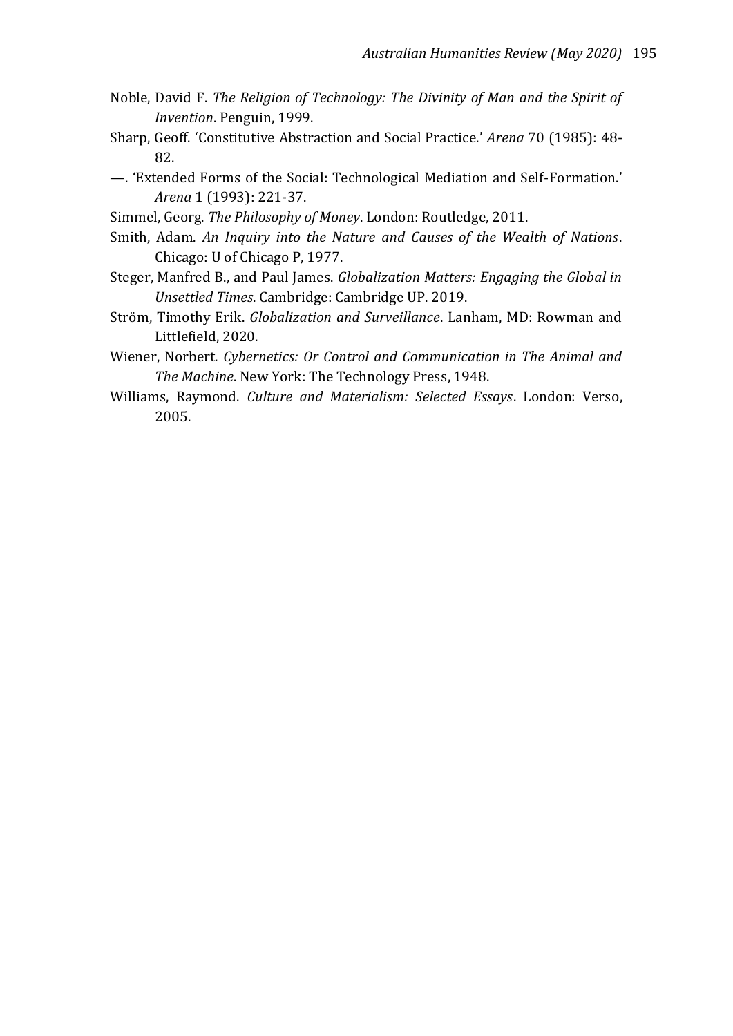Noble, David F. *The Religion of Technology: The Divinity of Man and the Spirit of Invention*. Penguin, 1999.

Sharp, Geoff. 'Constitutive Abstraction and Social Practice.' *Arena* 70 (1985): 48-82.

—. 'Extended Forms of the Social: Technological Mediation and Self-Formation.' *Arena* 1 (1993): 221-37.

Simmel, Georg. *The Philosophy of Money*. London: Routledge, 2011.

Smith, Adam. *An Inquiry into the Nature and Causes of the Wealth of Nations*. Chicago: U of Chicago P, 1977.

Steger, Manfred B., and Paul James. *Globalization Matters: Engaging the Global in Unsettled Times*. Cambridge: Cambridge UP. 2019.

Ström, Timothy Erik. *Globalization and Surveillance*. Lanham, MD: Rowman and Littlefield, 2020.

Wiener, Norbert. *Cybernetics: Or Control and Communication in The Animal and The Machine*. New York: The Technology Press, 1948.

Williams, Raymond. *Culture and Materialism: Selected Essays*. London: Verso, 2005.